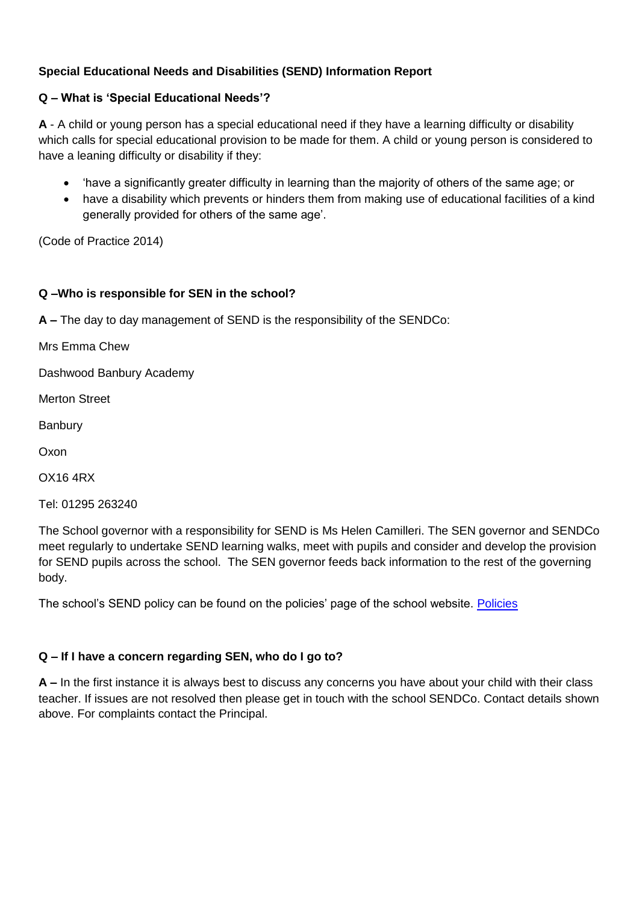**Special Educational Needs and Disabilities (SEND) Information Report**

**Q – What is 'Special Educational Needs'?**

**A** - A child or young person has a special educational need if they have a learning difficulty or disability which calls for special educational provision to be made for them. A child or young person is considered to have a leaning difficulty or disability if they:

- 'have a significantly greater difficulty in learning than the majority of others of the same age; or
- have a disability which prevents or hinders them from making use of educational facilities of a kind generally provided for others of the same age'.

(Code of Practice 2014)

**Q –Who is responsible for SEN in the school?**

**A –** The day to day management of SEND is the responsibility of the SENDCo:

Mrs Emma Chew

Dashwood Banbury Academy

Merton Street

Banbury

Oxon

OX16 4RX

Tel: 01295 263240

The School governor with a responsibility for SEND is Ms Helen Camilleri. The SEN governor and SENDCo meet regularly to undertake SEND learning walks, meet with pupils and consider and develop the provision for SEND pupils across the school. The SEN governor feeds back information to the rest of the governing body.

The school's SEND policy can be found on the policies' page of the school website. [Policies]

**Q – If I have a concern regarding SEN, who do I go to?**

**A –** In the first instance it is always best to discuss any concerns you have about your child with their class teacher. If issues are not resolved then please get in touch with the school SENDCo. Contact details shown above. For complaints contact the Principal.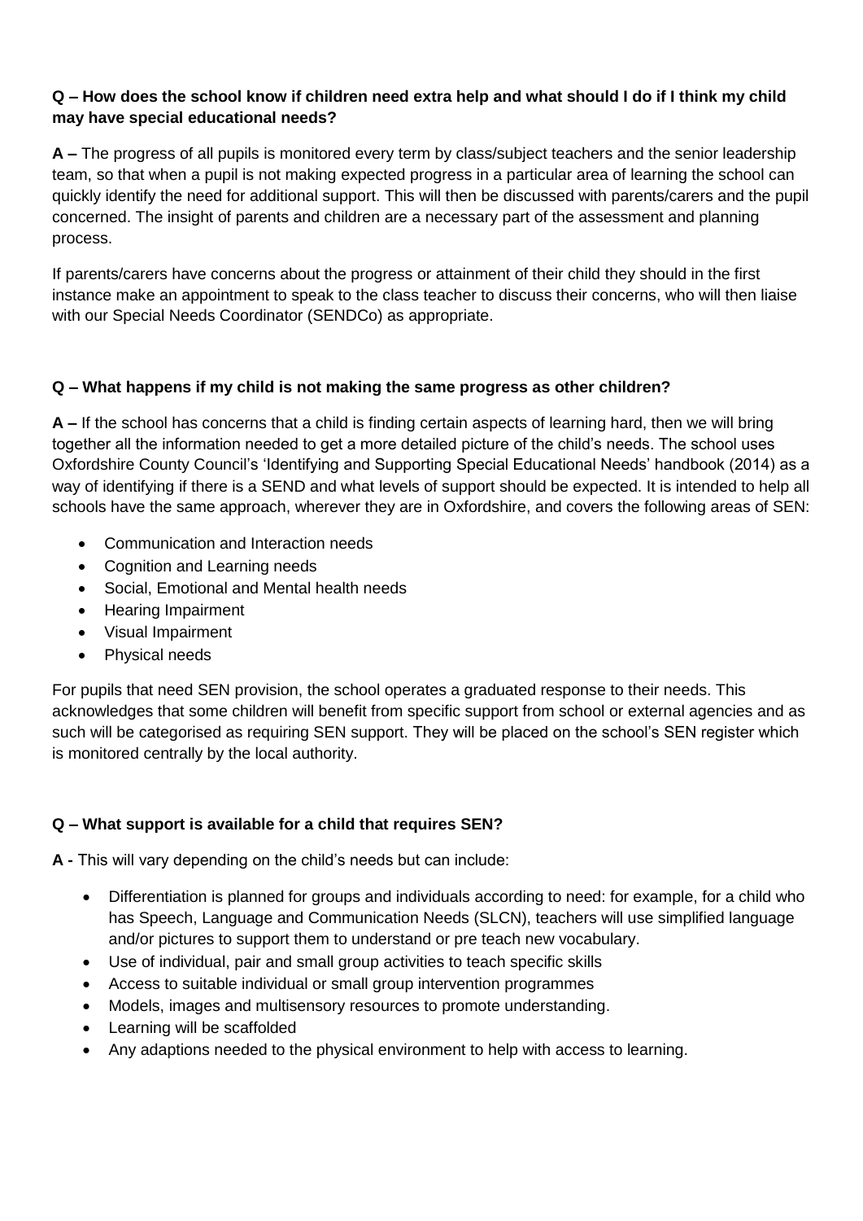**Q – How does the school know if children need extra help and what should I do if I think my child may have special educational needs?**

**A –** The progress of all pupils is monitored every term by class/subject teachers and the senior leadership team, so that when a pupil is not making expected progress in a particular area of learning the school can quickly identify the need for additional support. This will then be discussed with parents/carers and the pupil concerned. The insight of parents and children are a necessary part of the assessment and planning process.

If parents/carers have concerns about the progress or attainment of their child they should in the first instance make an appointment to speak to the class teacher to discuss their concerns, who will then liaise with our Special Needs Coordinator (SENDCo) as appropriate.

**Q – What happens if my child is not making the same progress as other children?**

**A –** If the school has concerns that a child is finding certain aspects of learning hard, then we will bring together all the information needed to get a more detailed picture of the child's needs. The school uses Oxfordshire County Council's 'Identifying and Supporting Special Educational Needs' handbook (2014) as a way of identifying if there is a SEND and what levels of support should be expected. It is intended to help all schools have the same approach, wherever they are in Oxfordshire, and covers the following areas of SEN:

- Communication and Interaction needs
- Cognition and Learning needs
- Social, Emotional and Mental health needs
- Hearing Impairment
- Visual Impairment
- Physical needs

For pupils that need SEN provision, the school operates a graduated response to their needs. This acknowledges that some children will benefit from specific support from school or external agencies and as such will be categorised as requiring SEN support. They will be placed on the school's SEN register which is monitored centrally by the local authority.

**Q – What support is available for a child that requires SEN?**

**A -** This will vary depending on the child's needs but can include:

- Differentiation is planned for groups and individuals according to need: for example, for a child who has Speech, Language and Communication Needs (SLCN), teachers will use simplified language and/or pictures to support them to understand or pre teach new vocabulary.
- Use of individual, pair and small group activities to teach specific skills
- Access to suitable individual or small group intervention programmes
- Models, images and multisensory resources to promote understanding.
- Learning will be scaffolded
- Any adaptions needed to the physical environment to help with access to learning.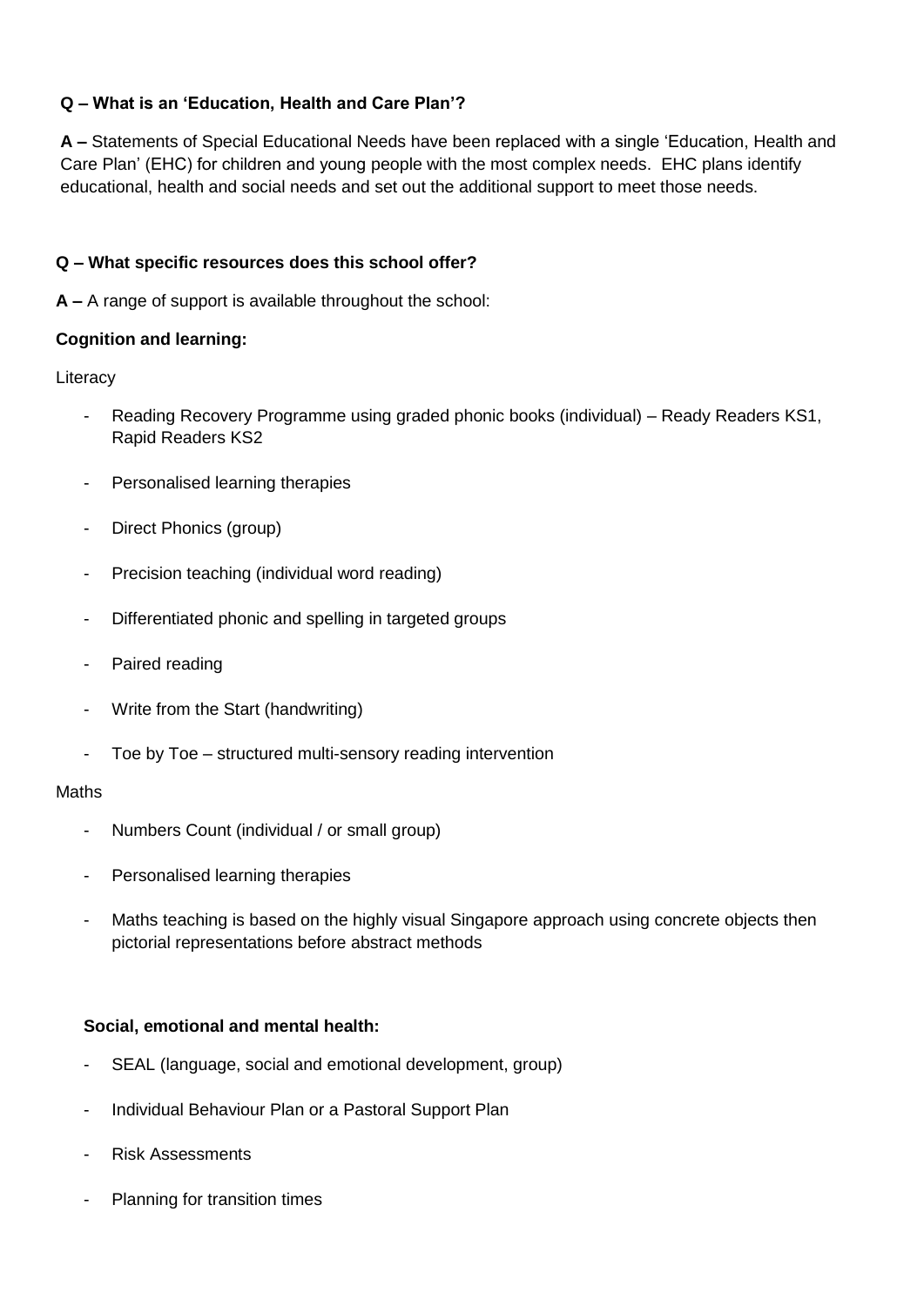**Q – What is an 'Education, Health and Care Plan'?**

**A –** Statements of Special Educational Needs have been replaced with a single 'Education, Health and Care Plan' (EHC) for children and young people with the most complex needs. EHC plans identify educational, health and social needs and set out the additional support to meet those needs.

**Q – What specific resources does this school offer?**

**A –** A range of support is available throughout the school:

**Cognition and learning:**

Literacy

- Reading Recovery Programme using graded phonic books (individual) – Ready Readers KS1, Rapid Readers KS2
- Personalised learning therapies
- Direct Phonics (group)
- Precision teaching (individual word reading)
- Differentiated phonic and spelling in targeted groups
- Paired reading
- Write from the Start (handwriting)
- Toe by Toe – structured multi-sensory reading intervention

Maths

- Numbers Count (individual / or small group)
- Personalised learning therapies
- Maths teaching is based on the highly visual Singapore approach using concrete objects then pictorial representations before abstract methods

**Social, emotional and mental health:**

- SEAL (language, social and emotional development, group)
- Individual Behaviour Plan or a Pastoral Support Plan
- Risk Assessments
- Planning for transition times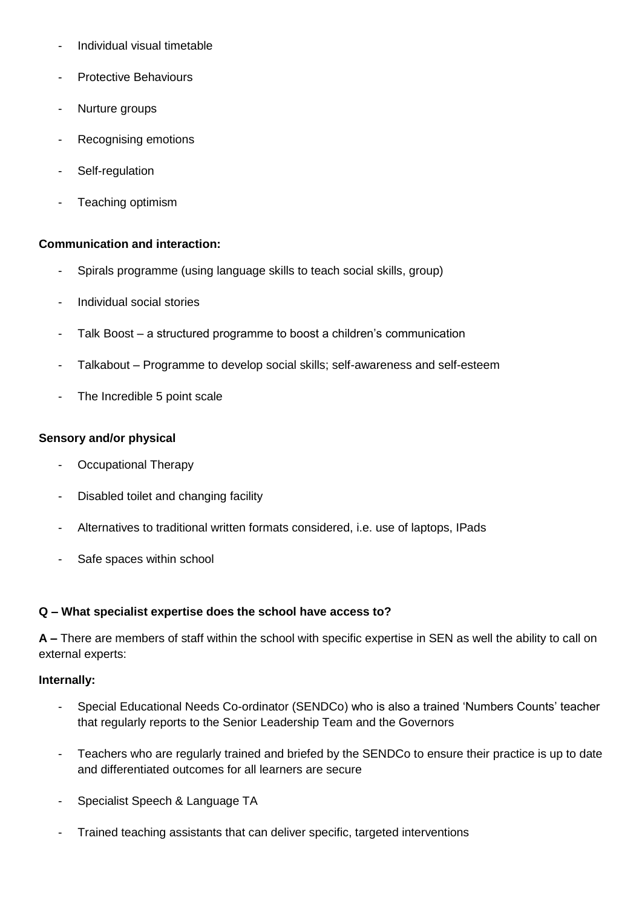- Individual visual timetable
- Protective Behaviours
- Nurture groups
- Recognising emotions
- Self-regulation
- Teaching optimism

**Communication and interaction:**

- Spirals programme (using language skills to teach social skills, group)
- Individual social stories
- Talk Boost – a structured programme to boost a children's communication
- Talkabout – Programme to develop social skills; self-awareness and self-esteem
- The Incredible 5 point scale

**Sensory and/or physical**

- Occupational Therapy
- Disabled toilet and changing facility
- Alternatives to traditional written formats considered, i.e. use of laptops, IPads
- Safe spaces within school

**Q – What specialist expertise does the school have access to?**

**A –** There are members of staff within the school with specific expertise in SEN as well the ability to call on external experts:

**Internally:**

- Special Educational Needs Co-ordinator (SENDCo) who is also a trained 'Numbers Counts' teacher that regularly reports to the Senior Leadership Team and the Governors
- Teachers who are regularly trained and briefed by the SENDCo to ensure their practice is up to date and differentiated outcomes for all learners are secure
- Specialist Speech & Language TA
- Trained teaching assistants that can deliver specific, targeted interventions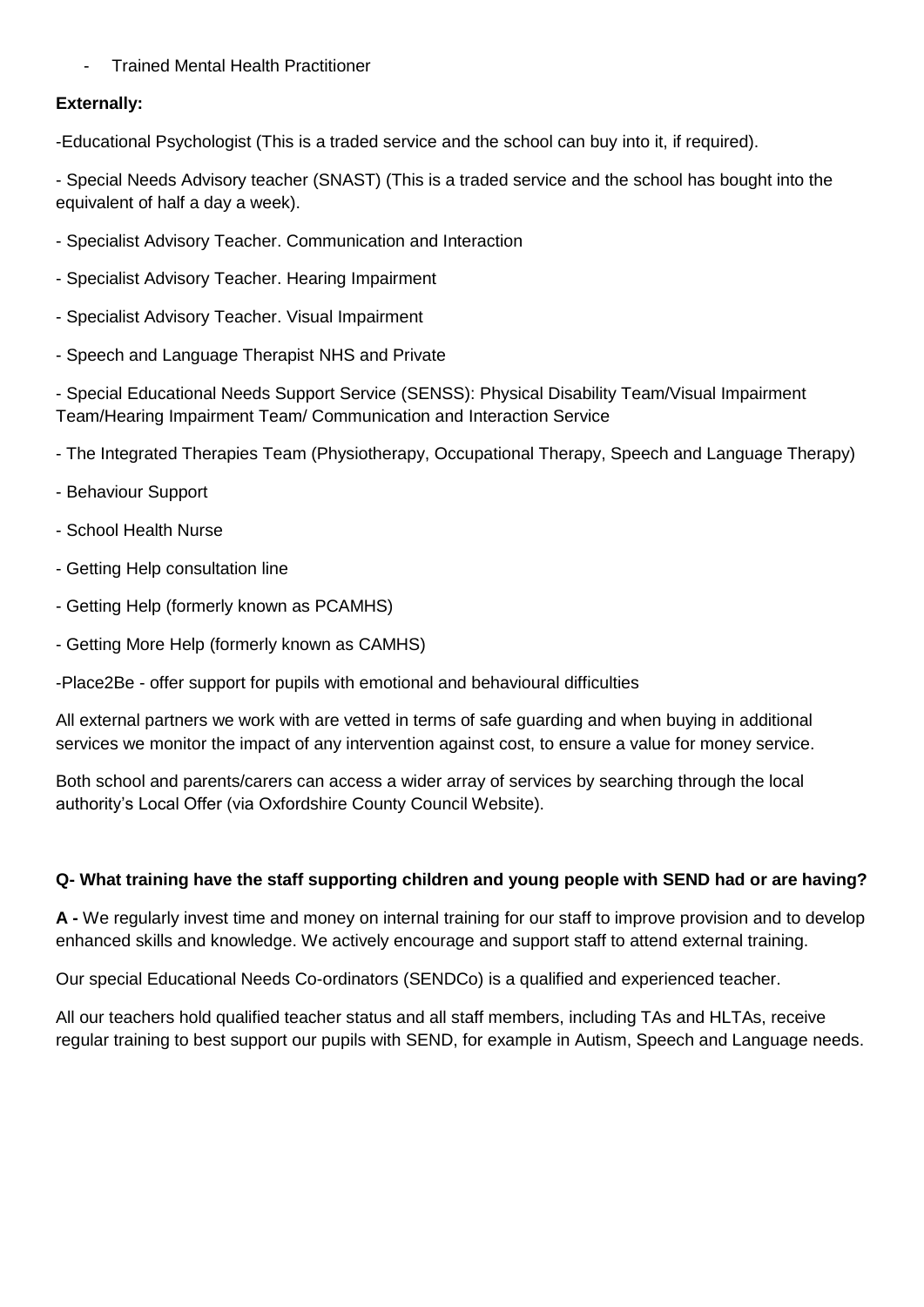- Trained Mental Health Practitioner

**Externally:**

-Educational Psychologist (This is a traded service and the school can buy into it, if required).

- Special Needs Advisory teacher (SNAST) (This is a traded service and the school has bought into the equivalent of half a day a week).

- Specialist Advisory Teacher. Communication and Interaction

- Specialist Advisory Teacher. Hearing Impairment

- Specialist Advisory Teacher. Visual Impairment

- Speech and Language Therapist NHS and Private

- Special Educational Needs Support Service (SENSS): Physical Disability Team/Visual Impairment Team/Hearing Impairment Team/ Communication and Interaction Service

- The Integrated Therapies Team (Physiotherapy, Occupational Therapy, Speech and Language Therapy)

- Behaviour Support

- School Health Nurse

- Getting Help consultation line

- Getting Help (formerly known as PCAMHS)

- Getting More Help (formerly known as CAMHS)

-Place2Be - offer support for pupils with emotional and behavioural difficulties

All external partners we work with are vetted in terms of safe guarding and when buying in additional services we monitor the impact of any intervention against cost, to ensure a value for money service.

Both school and parents/carers can access a wider array of services by searching through the local authority's Local Offer (via Oxfordshire County Council Website).

**Q- What training have the staff supporting children and young people with SEND had or are having?**

**A -** We regularly invest time and money on internal training for our staff to improve provision and to develop enhanced skills and knowledge. We actively encourage and support staff to attend external training.

Our special Educational Needs Co-ordinators (SENDCo) is a qualified and experienced teacher.

All our teachers hold qualified teacher status and all staff members, including TAs and HLTAs, receive regular training to best support our pupils with SEND, for example in Autism, Speech and Language needs.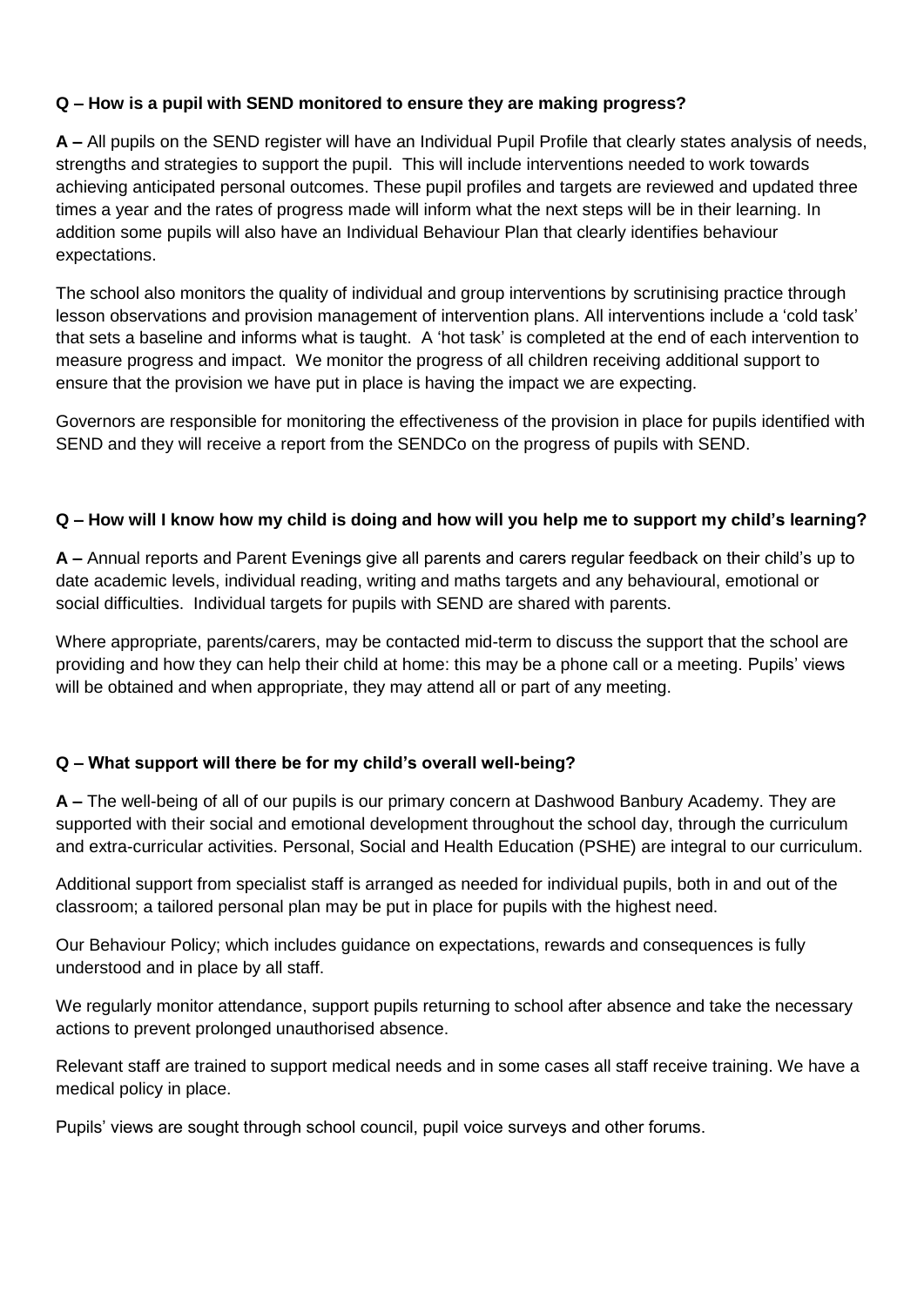**Q – How is a pupil with SEND monitored to ensure they are making progress?**

**A –** All pupils on the SEND register will have an Individual Pupil Profile that clearly states analysis of needs, strengths and strategies to support the pupil. This will include interventions needed to work towards achieving anticipated personal outcomes. These pupil profiles and targets are reviewed and updated three times a year and the rates of progress made will inform what the next steps will be in their learning. In addition some pupils will also have an Individual Behaviour Plan that clearly identifies behaviour expectations.

The school also monitors the quality of individual and group interventions by scrutinising practice through lesson observations and provision management of intervention plans. All interventions include a 'cold task' that sets a baseline and informs what is taught. A 'hot task' is completed at the end of each intervention to measure progress and impact. We monitor the progress of all children receiving additional support to ensure that the provision we have put in place is having the impact we are expecting.

Governors are responsible for monitoring the effectiveness of the provision in place for pupils identified with SEND and they will receive a report from the SENDCo on the progress of pupils with SEND.

**Q – How will I know how my child is doing and how will you help me to support my child's learning?**

**A –** Annual reports and Parent Evenings give all parents and carers regular feedback on their child's up to date academic levels, individual reading, writing and maths targets and any behavioural, emotional or social difficulties. Individual targets for pupils with SEND are shared with parents.

Where appropriate, parents/carers, may be contacted mid-term to discuss the support that the school are providing and how they can help their child at home: this may be a phone call or a meeting. Pupils' views will be obtained and when appropriate, they may attend all or part of any meeting.

**Q – What support will there be for my child's overall well-being?**

**A –** The well-being of all of our pupils is our primary concern at Dashwood Banbury Academy. They are supported with their social and emotional development throughout the school day, through the curriculum and extra-curricular activities. Personal, Social and Health Education (PSHE) are integral to our curriculum.

Additional support from specialist staff is arranged as needed for individual pupils, both in and out of the classroom; a tailored personal plan may be put in place for pupils with the highest need.

Our Behaviour Policy; which includes guidance on expectations, rewards and consequences is fully understood and in place by all staff.

We regularly monitor attendance, support pupils returning to school after absence and take the necessary actions to prevent prolonged unauthorised absence.

Relevant staff are trained to support medical needs and in some cases all staff receive training. We have a medical policy in place.

Pupils' views are sought through school council, pupil voice surveys and other forums.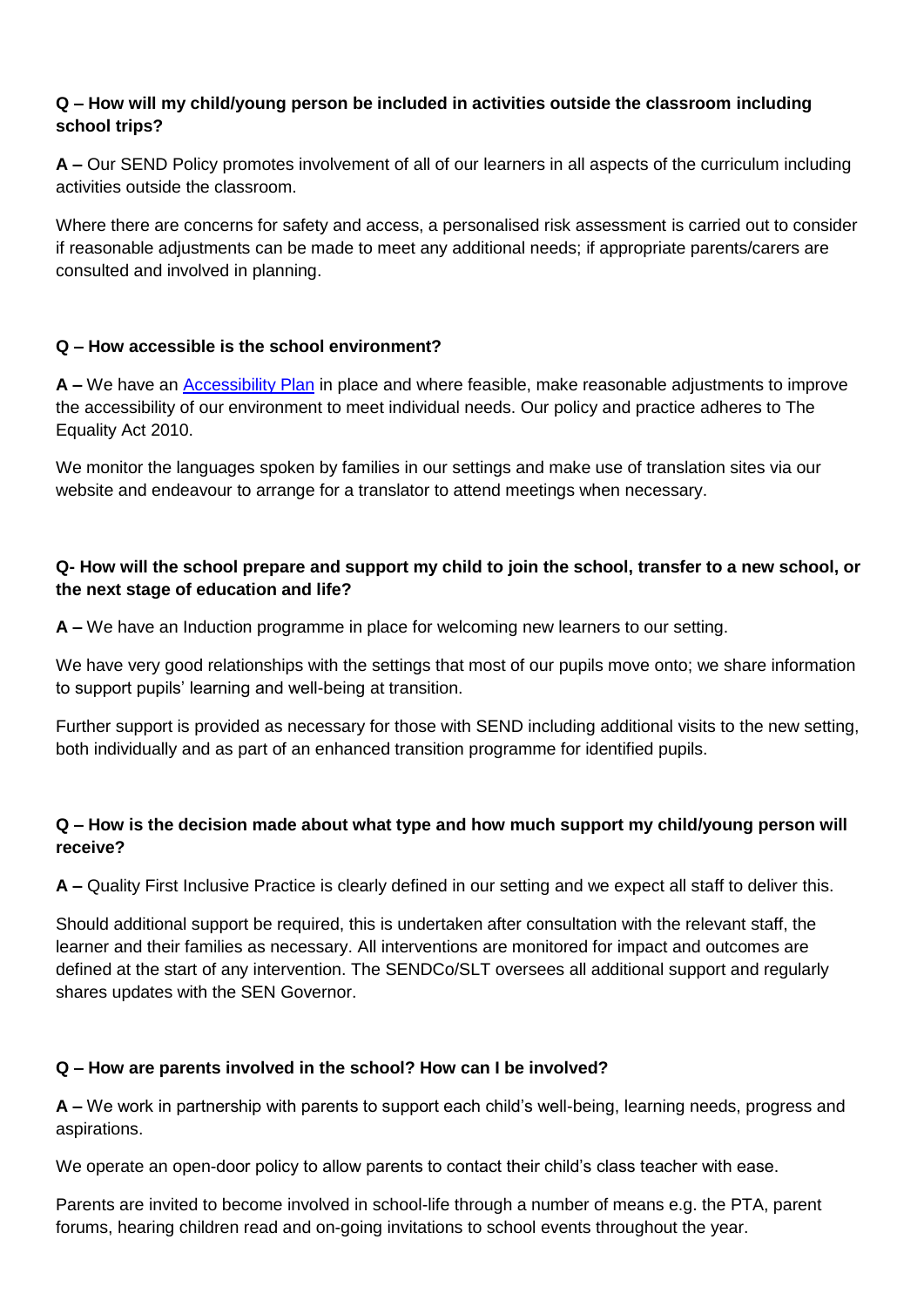**Q – How will my child/young person be included in activities outside the classroom including school trips?**

**A –** Our SEND Policy promotes involvement of all of our learners in all aspects of the curriculum including activities outside the classroom.

Where there are concerns for safety and access, a personalised risk assessment is carried out to consider if reasonable adjustments can be made to meet any additional needs; if appropriate parents/carers are consulted and involved in planning.

**Q – How accessible is the school environment?**

**A –** We have an Accessibility Plan in place and where feasible, make reasonable adjustments to improve the accessibility of our environment to meet individual needs. Our policy and practice adheres to The Equality Act 2010.

We monitor the languages spoken by families in our settings and make use of translation sites via our website and endeavour to arrange for a translator to attend meetings when necessary.

**Q- How will the school prepare and support my child to join the school, transfer to a new school, or the next stage of education and life?**

**A –** We have an Induction programme in place for welcoming new learners to our setting.

We have very good relationships with the settings that most of our pupils move onto; we share information to support pupils' learning and well-being at transition.

Further support is provided as necessary for those with SEND including additional visits to the new setting, both individually and as part of an enhanced transition programme for identified pupils.

**Q – How is the decision made about what type and how much support my child/young person will receive?**

**A –** Quality First Inclusive Practice is clearly defined in our setting and we expect all staff to deliver this.

Should additional support be required, this is undertaken after consultation with the relevant staff, the learner and their families as necessary. All interventions are monitored for impact and outcomes are defined at the start of any intervention. The SENDCo/SLT oversees all additional support and regularly shares updates with the SEN Governor.

**Q – How are parents involved in the school? How can I be involved?**

**A –** We work in partnership with parents to support each child's well-being, learning needs, progress and aspirations.

We operate an open-door policy to allow parents to contact their child's class teacher with ease.

Parents are invited to become involved in school-life through a number of means e.g. the PTA, parent forums, hearing children read and on-going invitations to school events throughout the year.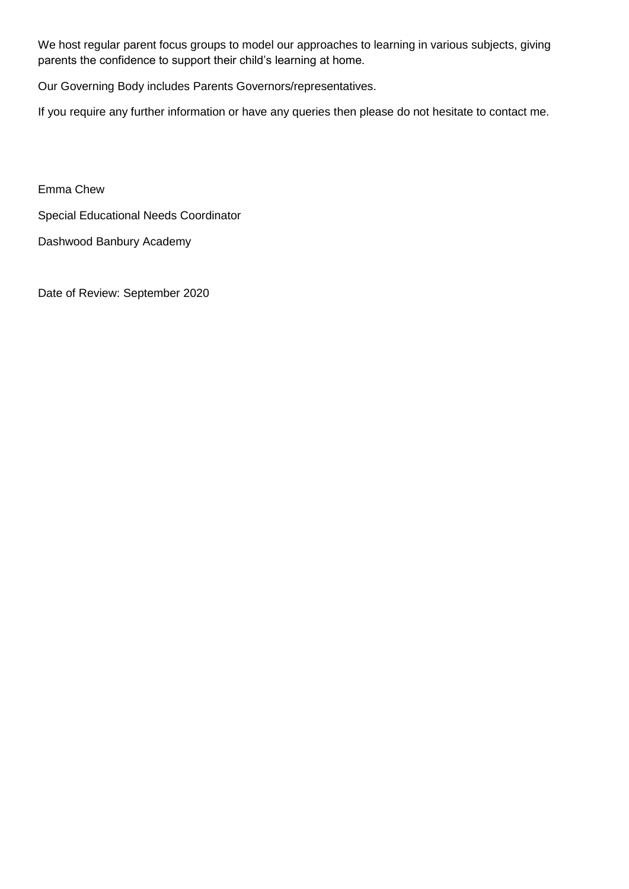We host regular parent focus groups to model our approaches to learning in various subjects, giving parents the confidence to support their child's learning at home.

Our Governing Body includes Parents Governors/representatives.

If you require any further information or have any queries then please do not hesitate to contact me.

Emma Chew

Special Educational Needs Coordinator

Dashwood Banbury Academy

Date of Review: September 2020